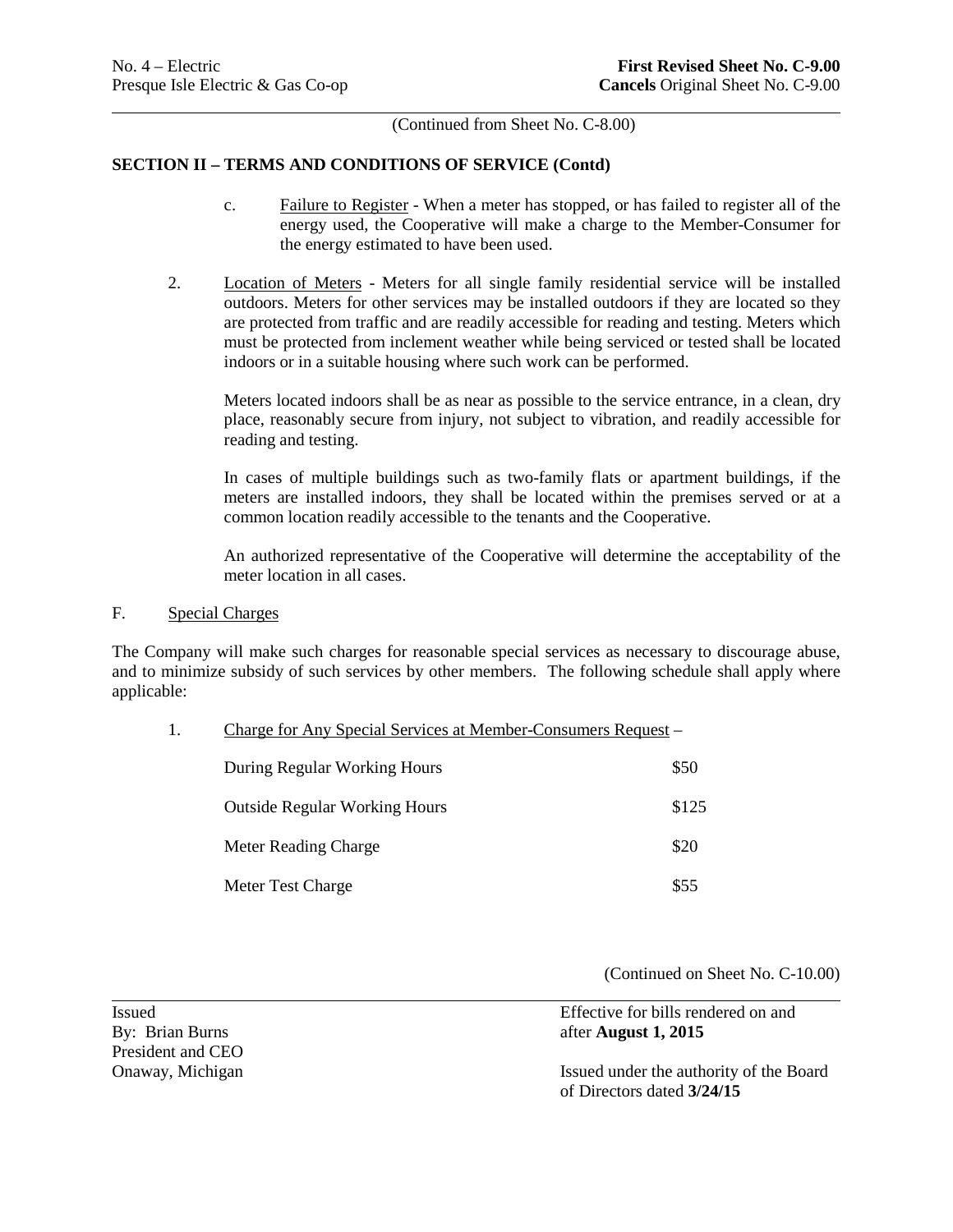(Continued from Sheet No. C-8.00)

## SECTION II – TERMS AND CONDITIONS OF SERVICE (Contd)

c. Failure to Register - When a meter has stopped, or has failed to register all of the energy used, the Cooperative will make a charge to the Member-Consumer for the energy estimated to have been used.

2. Location of Meters - Meters for all single family residential service will be installed outdoors. Meters for other services may be installed outdoors if they are located so they are protected from traffic and are readily accessible for reading and testing. Meters which must be protected from inclement weather while being serviced or tested shall be located indoors or in a suitable housing where such work can be performed.

   Meters located indoors shall be as near as possible to the service entrance, in a clean, dry place, reasonably secure from injury, not subject to vibration, and readily accessible for reading and testing.

   In cases of multiple buildings such as two-family flats or apartment buildings, if the meters are installed indoors, they shall be located within the premises served or at a common location readily accessible to the tenants and the Cooperative.

   An authorized representative of the Cooperative will determine the acceptability of the meter location in all cases.

F. Special Charges

The Company will make such charges for reasonable special services as necessary to discourage abuse, and to minimize subsidy of such services by other members. The following schedule shall apply where applicable:

1. Charge for Any Special Services at Member-Consumers Request –

| | |
|---|---|
| During Regular Working Hours | \$50 |
| Outside Regular Working Hours | \$125 |
| Meter Reading Charge | \$20 |
| Meter Test Charge | \$55 |

(Continued on Sheet No. C-10.00)

Issued
By: Brian Burns
President and CEO
Onaway, Michigan

Effective for bills rendered on and after **August 1, 2015**

Issued under the authority of the Board of Directors dated **3/24/15**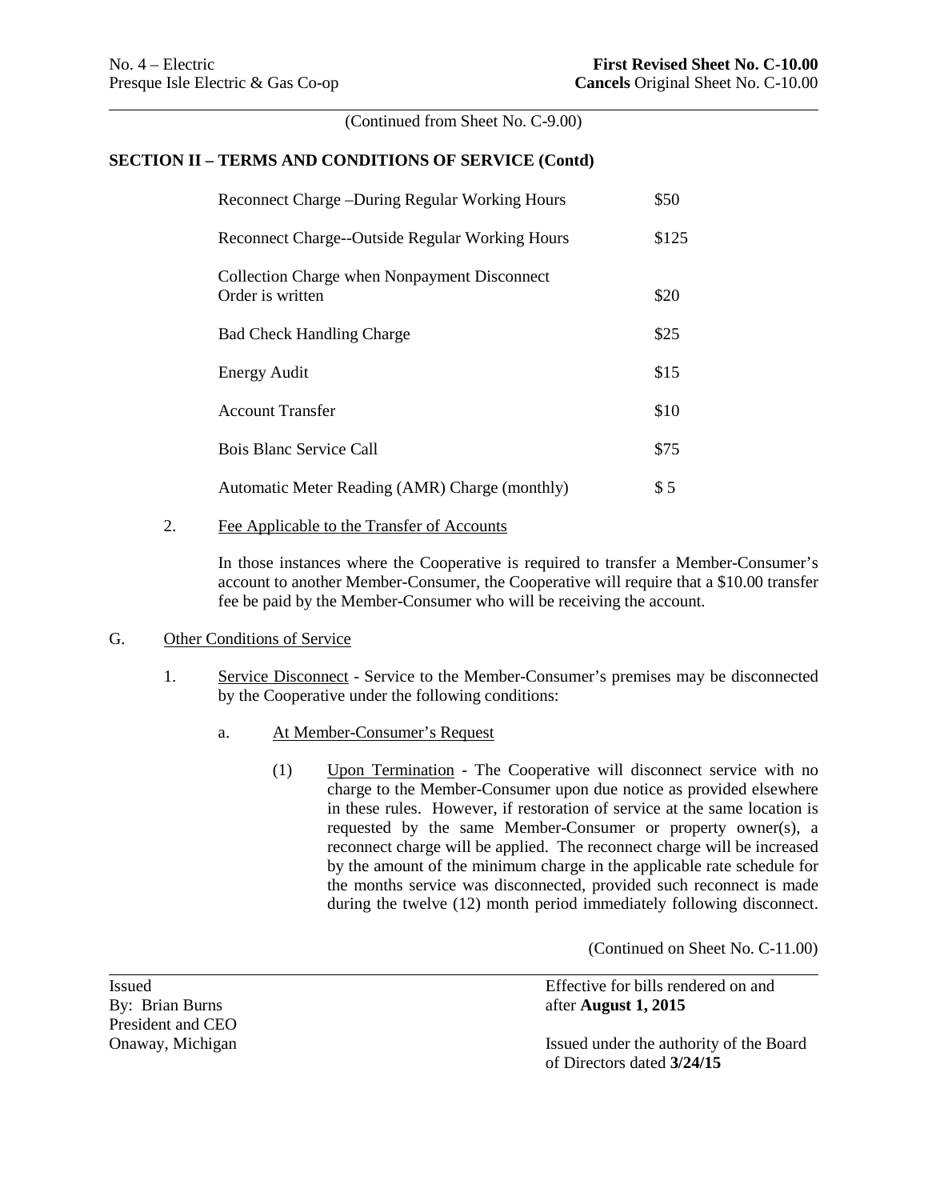(Continued from Sheet No. C-9.00)

## SECTION II – TERMS AND CONDITIONS OF SERVICE (Contd)

| | |
|---|---|
| Reconnect Charge –During Regular Working Hours | $50 |
| Reconnect Charge--Outside Regular Working Hours | $125 |
| Collection Charge when Nonpayment Disconnect Order is written | $20 |
| Bad Check Handling Charge | $25 |
| Energy Audit | $15 |
| Account Transfer | $10 |
| Bois Blanc Service Call | $75 |
| Automatic Meter Reading (AMR) Charge (monthly) | $ 5 |

2. Fee Applicable to the Transfer of Accounts

   In those instances where the Cooperative is required to transfer a Member-Consumer's account to another Member-Consumer, the Cooperative will require that a $10.00 transfer fee be paid by the Member-Consumer who will be receiving the account.

G. Other Conditions of Service

1. Service Disconnect - Service to the Member-Consumer's premises may be disconnected by the Cooperative under the following conditions:

   a. At Member-Consumer's Request

      (1) Upon Termination - The Cooperative will disconnect service with no charge to the Member-Consumer upon due notice as provided elsewhere in these rules. However, if restoration of service at the same location is requested by the same Member-Consumer or property owner(s), a reconnect charge will be applied. The reconnect charge will be increased by the amount of the minimum charge in the applicable rate schedule for the months service was disconnected, provided such reconnect is made during the twelve (12) month period immediately following disconnect.

(Continued on Sheet No. C-11.00)

Issued
By: Brian Burns
President and CEO
Onaway, Michigan

Effective for bills rendered on and after **August 1, 2015**

Issued under the authority of the Board of Directors dated **3/24/15**